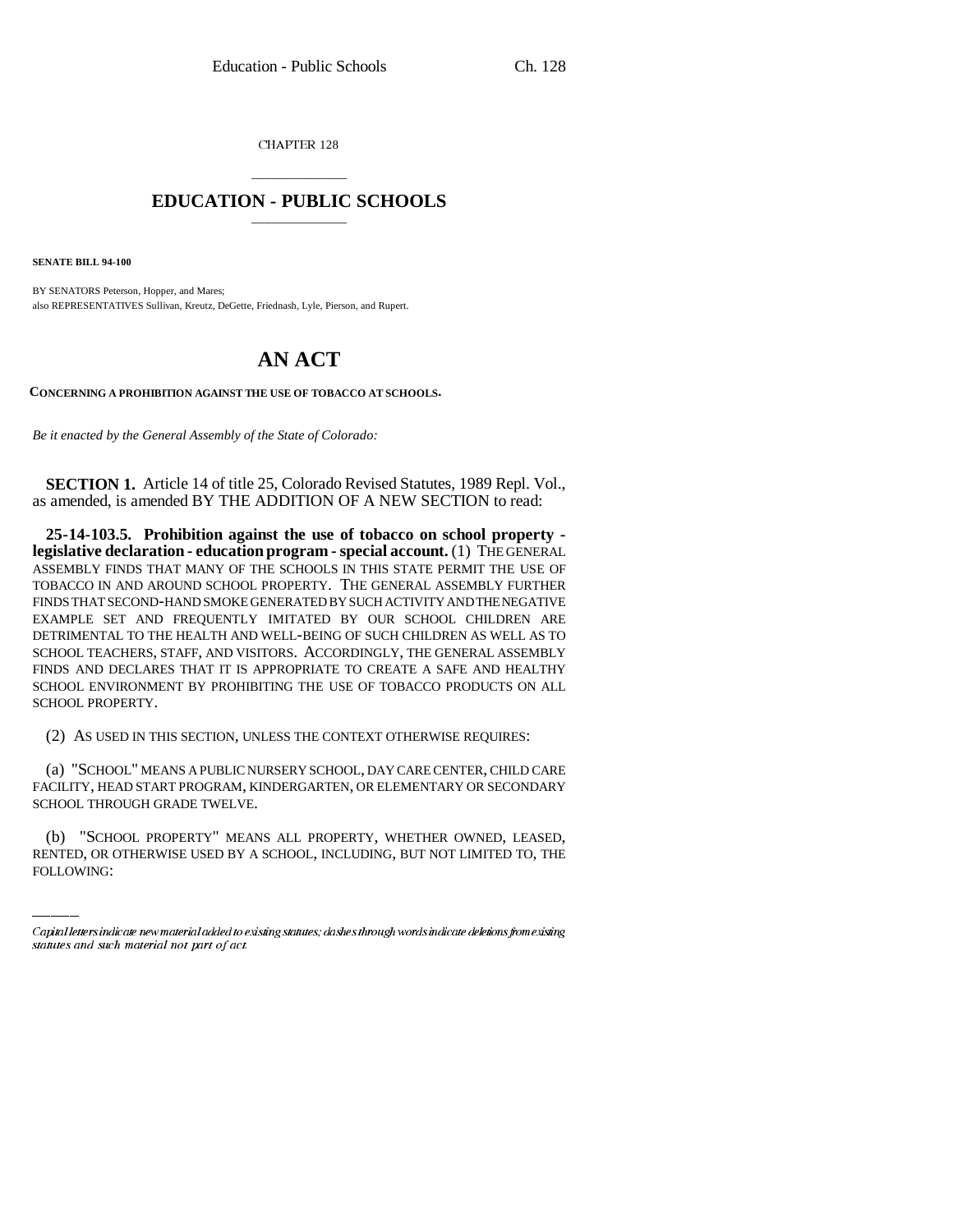CHAPTER 128

# EDUCATION - PUBLIC SCHOOLS

**SENATE BILL 94-100**

BY SENATORS Peterson, Hopper, and Mares;
also REPRESENTATIVES Sullivan, Kreutz, DeGette, Friednash, Lyle, Pierson, and Rupert.

# AN ACT

**CONCERNING A PROHIBITION AGAINST THE USE OF TOBACCO AT SCHOOLS.**

*Be it enacted by the General Assembly of the State of Colorado:*

**SECTION 1.** Article 14 of title 25, Colorado Revised Statutes, 1989 Repl. Vol., as amended, is amended BY THE ADDITION OF A NEW SECTION to read:

**25-14-103.5. Prohibition against the use of tobacco on school property - legislative declaration - education program - special account.** (1) THE GENERAL ASSEMBLY FINDS THAT MANY OF THE SCHOOLS IN THIS STATE PERMIT THE USE OF TOBACCO IN AND AROUND SCHOOL PROPERTY. THE GENERAL ASSEMBLY FURTHER FINDS THAT SECOND-HAND SMOKE GENERATED BY SUCH ACTIVITY AND THE NEGATIVE EXAMPLE SET AND FREQUENTLY IMITATED BY OUR SCHOOL CHILDREN ARE DETRIMENTAL TO THE HEALTH AND WELL-BEING OF SUCH CHILDREN AS WELL AS TO SCHOOL TEACHERS, STAFF, AND VISITORS. ACCORDINGLY, THE GENERAL ASSEMBLY FINDS AND DECLARES THAT IT IS APPROPRIATE TO CREATE A SAFE AND HEALTHY SCHOOL ENVIRONMENT BY PROHIBITING THE USE OF TOBACCO PRODUCTS ON ALL SCHOOL PROPERTY.

(2) AS USED IN THIS SECTION, UNLESS THE CONTEXT OTHERWISE REQUIRES:

(a) "SCHOOL" MEANS A PUBLIC NURSERY SCHOOL, DAY CARE CENTER, CHILD CARE FACILITY, HEAD START PROGRAM, KINDERGARTEN, OR ELEMENTARY OR SECONDARY SCHOOL THROUGH GRADE TWELVE.

(b) "SCHOOL PROPERTY" MEANS ALL PROPERTY, WHETHER OWNED, LEASED, RENTED, OR OTHERWISE USED BY A SCHOOL, INCLUDING, BUT NOT LIMITED TO, THE FOLLOWING:

*Capital letters indicate new material added to existing statutes; dashes through words indicate deletions from existing statutes and such material not part of act.*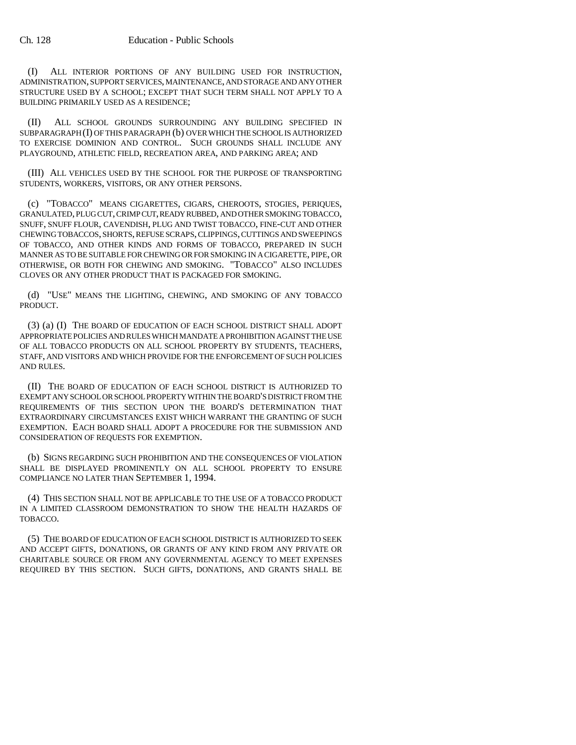(I) ALL INTERIOR PORTIONS OF ANY BUILDING USED FOR INSTRUCTION, ADMINISTRATION, SUPPORT SERVICES, MAINTENANCE, AND STORAGE AND ANY OTHER STRUCTURE USED BY A SCHOOL; EXCEPT THAT SUCH TERM SHALL NOT APPLY TO A BUILDING PRIMARILY USED AS A RESIDENCE;

(II) ALL SCHOOL GROUNDS SURROUNDING ANY BUILDING SPECIFIED IN SUBPARAGRAPH (I) OF THIS PARAGRAPH (b) OVER WHICH THE SCHOOL IS AUTHORIZED TO EXERCISE DOMINION AND CONTROL. SUCH GROUNDS SHALL INCLUDE ANY PLAYGROUND, ATHLETIC FIELD, RECREATION AREA, AND PARKING AREA; AND

(III) ALL VEHICLES USED BY THE SCHOOL FOR THE PURPOSE OF TRANSPORTING STUDENTS, WORKERS, VISITORS, OR ANY OTHER PERSONS.

(c) "TOBACCO" MEANS CIGARETTES, CIGARS, CHEROOTS, STOGIES, PERIQUES, GRANULATED, PLUG CUT, CRIMP CUT, READY RUBBED, AND OTHER SMOKING TOBACCO, SNUFF, SNUFF FLOUR, CAVENDISH, PLUG AND TWIST TOBACCO, FINE-CUT AND OTHER CHEWING TOBACCOS, SHORTS, REFUSE SCRAPS, CLIPPINGS, CUTTINGS AND SWEEPINGS OF TOBACCO, AND OTHER KINDS AND FORMS OF TOBACCO, PREPARED IN SUCH MANNER AS TO BE SUITABLE FOR CHEWING OR FOR SMOKING IN A CIGARETTE, PIPE, OR OTHERWISE, OR BOTH FOR CHEWING AND SMOKING. "TOBACCO" ALSO INCLUDES CLOVES OR ANY OTHER PRODUCT THAT IS PACKAGED FOR SMOKING.

(d) "USE" MEANS THE LIGHTING, CHEWING, AND SMOKING OF ANY TOBACCO PRODUCT.

(3) (a) (I) THE BOARD OF EDUCATION OF EACH SCHOOL DISTRICT SHALL ADOPT APPROPRIATE POLICIES AND RULES WHICH MANDATE A PROHIBITION AGAINST THE USE OF ALL TOBACCO PRODUCTS ON ALL SCHOOL PROPERTY BY STUDENTS, TEACHERS, STAFF, AND VISITORS AND WHICH PROVIDE FOR THE ENFORCEMENT OF SUCH POLICIES AND RULES.

(II) THE BOARD OF EDUCATION OF EACH SCHOOL DISTRICT IS AUTHORIZED TO EXEMPT ANY SCHOOL OR SCHOOL PROPERTY WITHIN THE BOARD'S DISTRICT FROM THE REQUIREMENTS OF THIS SECTION UPON THE BOARD'S DETERMINATION THAT EXTRAORDINARY CIRCUMSTANCES EXIST WHICH WARRANT THE GRANTING OF SUCH EXEMPTION. EACH BOARD SHALL ADOPT A PROCEDURE FOR THE SUBMISSION AND CONSIDERATION OF REQUESTS FOR EXEMPTION.

(b) SIGNS REGARDING SUCH PROHIBITION AND THE CONSEQUENCES OF VIOLATION SHALL BE DISPLAYED PROMINENTLY ON ALL SCHOOL PROPERTY TO ENSURE COMPLIANCE NO LATER THAN SEPTEMBER 1, 1994.

(4) THIS SECTION SHALL NOT BE APPLICABLE TO THE USE OF A TOBACCO PRODUCT IN A LIMITED CLASSROOM DEMONSTRATION TO SHOW THE HEALTH HAZARDS OF TOBACCO.

(5) THE BOARD OF EDUCATION OF EACH SCHOOL DISTRICT IS AUTHORIZED TO SEEK AND ACCEPT GIFTS, DONATIONS, OR GRANTS OF ANY KIND FROM ANY PRIVATE OR CHARITABLE SOURCE OR FROM ANY GOVERNMENTAL AGENCY TO MEET EXPENSES REQUIRED BY THIS SECTION. SUCH GIFTS, DONATIONS, AND GRANTS SHALL BE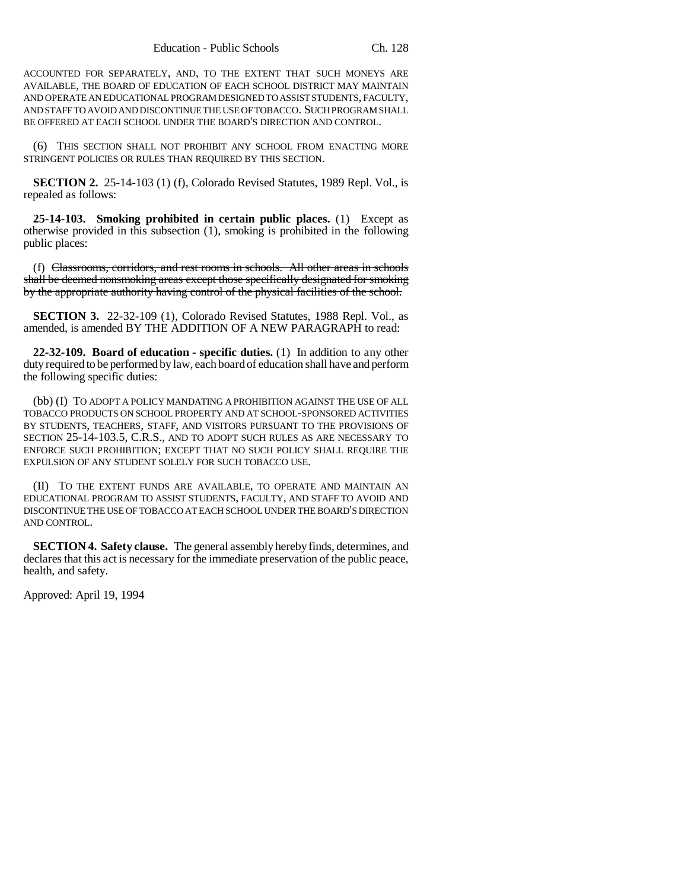ACCOUNTED FOR SEPARATELY, AND, TO THE EXTENT THAT SUCH MONEYS ARE AVAILABLE, THE BOARD OF EDUCATION OF EACH SCHOOL DISTRICT MAY MAINTAIN AND OPERATE AN EDUCATIONAL PROGRAM DESIGNED TO ASSIST STUDENTS, FACULTY, AND STAFF TO AVOID AND DISCONTINUE THE USE OF TOBACCO. SUCH PROGRAM SHALL BE OFFERED AT EACH SCHOOL UNDER THE BOARD'S DIRECTION AND CONTROL.

(6) THIS SECTION SHALL NOT PROHIBIT ANY SCHOOL FROM ENACTING MORE STRINGENT POLICIES OR RULES THAN REQUIRED BY THIS SECTION.

**SECTION 2.** 25-14-103 (1) (f), Colorado Revised Statutes, 1989 Repl. Vol., is repealed as follows:

**25-14-103. Smoking prohibited in certain public places.** (1) Except as otherwise provided in this subsection (1), smoking is prohibited in the following public places:

(f) ~~Classrooms, corridors, and rest rooms in schools. All other areas in schools shall be deemed nonsmoking areas except those specifically designated for smoking by the appropriate authority having control of the physical facilities of the school.~~

**SECTION 3.** 22-32-109 (1), Colorado Revised Statutes, 1988 Repl. Vol., as amended, is amended BY THE ADDITION OF A NEW PARAGRAPH to read:

**22-32-109. Board of education - specific duties.** (1) In addition to any other duty required to be performed by law, each board of education shall have and perform the following specific duties:

(bb) (I) TO ADOPT A POLICY MANDATING A PROHIBITION AGAINST THE USE OF ALL TOBACCO PRODUCTS ON SCHOOL PROPERTY AND AT SCHOOL-SPONSORED ACTIVITIES BY STUDENTS, TEACHERS, STAFF, AND VISITORS PURSUANT TO THE PROVISIONS OF SECTION 25-14-103.5, C.R.S., AND TO ADOPT SUCH RULES AS ARE NECESSARY TO ENFORCE SUCH PROHIBITION; EXCEPT THAT NO SUCH POLICY SHALL REQUIRE THE EXPULSION OF ANY STUDENT SOLELY FOR SUCH TOBACCO USE.

(II) TO THE EXTENT FUNDS ARE AVAILABLE, TO OPERATE AND MAINTAIN AN EDUCATIONAL PROGRAM TO ASSIST STUDENTS, FACULTY, AND STAFF TO AVOID AND DISCONTINUE THE USE OF TOBACCO AT EACH SCHOOL UNDER THE BOARD'S DIRECTION AND CONTROL.

**SECTION 4. Safety clause.** The general assembly hereby finds, determines, and declares that this act is necessary for the immediate preservation of the public peace, health, and safety.

Approved: April 19, 1994